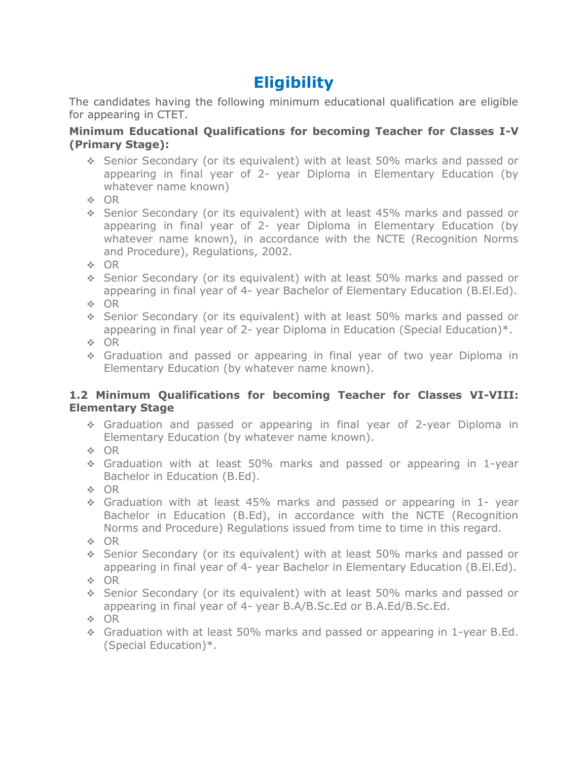# Eligibility

The candidates having the following minimum educational qualification are eligible for appearing in CTET.

**Minimum Educational Qualifications for becoming Teacher for Classes I-V (Primary Stage):**

- Senior Secondary (or its equivalent) with at least 50% marks and passed or appearing in final year of 2- year Diploma in Elementary Education (by whatever name known)
- OR
- Senior Secondary (or its equivalent) with at least 45% marks and passed or appearing in final year of 2- year Diploma in Elementary Education (by whatever name known), in accordance with the NCTE (Recognition Norms and Procedure), Regulations, 2002.
- OR
- Senior Secondary (or its equivalent) with at least 50% marks and passed or appearing in final year of 4- year Bachelor of Elementary Education (B.El.Ed).
- OR
- Senior Secondary (or its equivalent) with at least 50% marks and passed or appearing in final year of 2- year Diploma in Education (Special Education)*.
- OR
- Graduation and passed or appearing in final year of two year Diploma in Elementary Education (by whatever name known).

**1.2 Minimum Qualifications for becoming Teacher for Classes VI-VIII: Elementary Stage**

- Graduation and passed or appearing in final year of 2-year Diploma in Elementary Education (by whatever name known).
- OR
- Graduation with at least 50% marks and passed or appearing in 1-year Bachelor in Education (B.Ed).
- OR
- Graduation with at least 45% marks and passed or appearing in 1- year Bachelor in Education (B.Ed), in accordance with the NCTE (Recognition Norms and Procedure) Regulations issued from time to time in this regard.
- OR
- Senior Secondary (or its equivalent) with at least 50% marks and passed or appearing in final year of 4- year Bachelor in Elementary Education (B.El.Ed).
- OR
- Senior Secondary (or its equivalent) with at least 50% marks and passed or appearing in final year of 4- year B.A/B.Sc.Ed or B.A.Ed/B.Sc.Ed.
- OR
- Graduation with at least 50% marks and passed or appearing in 1-year B.Ed. (Special Education)*.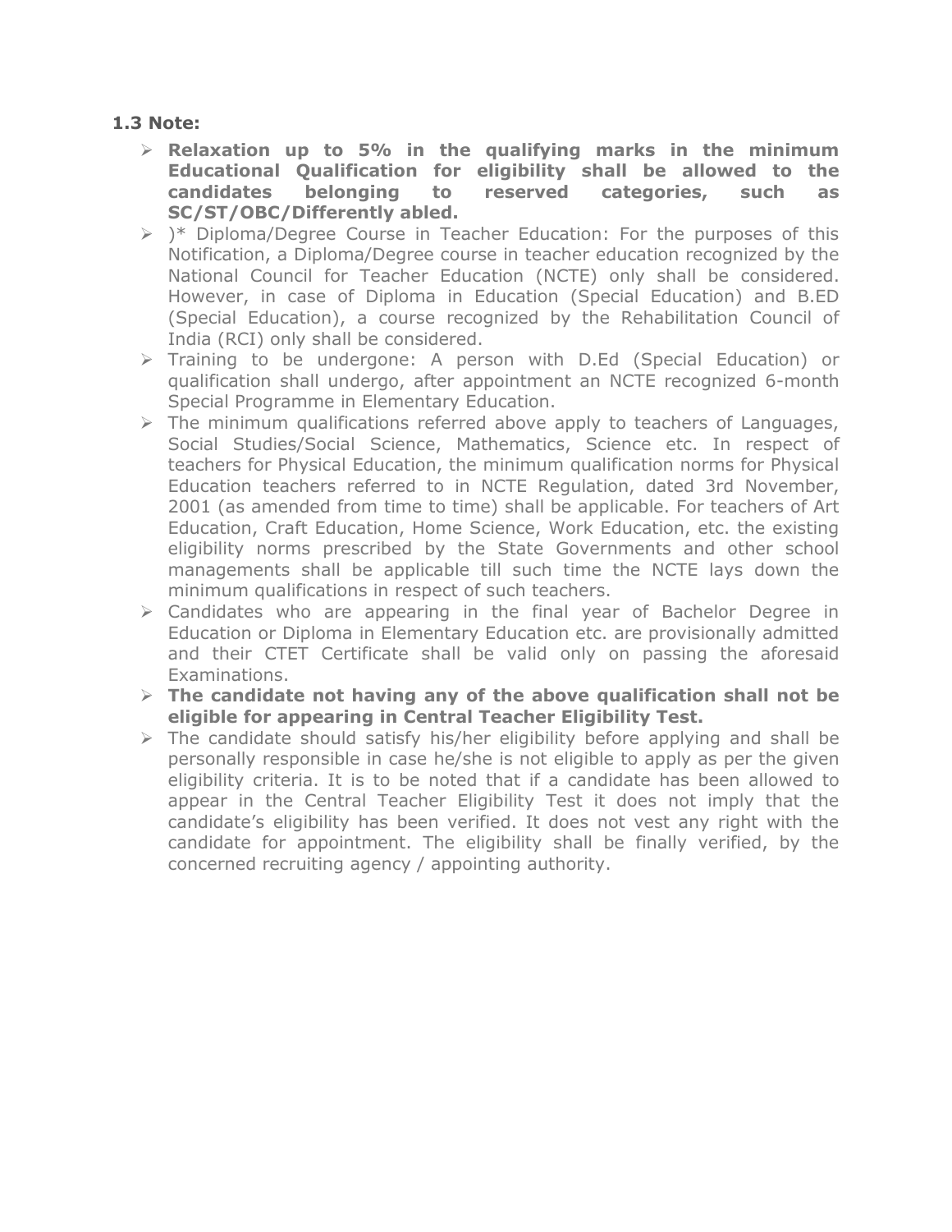**1.3 Note:**

- **Relaxation up to 5% in the qualifying marks in the minimum Educational Qualification for eligibility shall be allowed to the candidates belonging to reserved categories, such as SC/ST/OBC/Differently abled.**
- )* Diploma/Degree Course in Teacher Education: For the purposes of this Notification, a Diploma/Degree course in teacher education recognized by the National Council for Teacher Education (NCTE) only shall be considered. However, in case of Diploma in Education (Special Education) and B.ED (Special Education), a course recognized by the Rehabilitation Council of India (RCI) only shall be considered.
- Training to be undergone: A person with D.Ed (Special Education) or qualification shall undergo, after appointment an NCTE recognized 6-month Special Programme in Elementary Education.
- The minimum qualifications referred above apply to teachers of Languages, Social Studies/Social Science, Mathematics, Science etc. In respect of teachers for Physical Education, the minimum qualification norms for Physical Education teachers referred to in NCTE Regulation, dated 3rd November, 2001 (as amended from time to time) shall be applicable. For teachers of Art Education, Craft Education, Home Science, Work Education, etc. the existing eligibility norms prescribed by the State Governments and other school managements shall be applicable till such time the NCTE lays down the minimum qualifications in respect of such teachers.
- Candidates who are appearing in the final year of Bachelor Degree in Education or Diploma in Elementary Education etc. are provisionally admitted and their CTET Certificate shall be valid only on passing the aforesaid Examinations.
- **The candidate not having any of the above qualification shall not be eligible for appearing in Central Teacher Eligibility Test.**
- The candidate should satisfy his/her eligibility before applying and shall be personally responsible in case he/she is not eligible to apply as per the given eligibility criteria. It is to be noted that if a candidate has been allowed to appear in the Central Teacher Eligibility Test it does not imply that the candidate's eligibility has been verified. It does not vest any right with the candidate for appointment. The eligibility shall be finally verified, by the concerned recruiting agency / appointing authority.